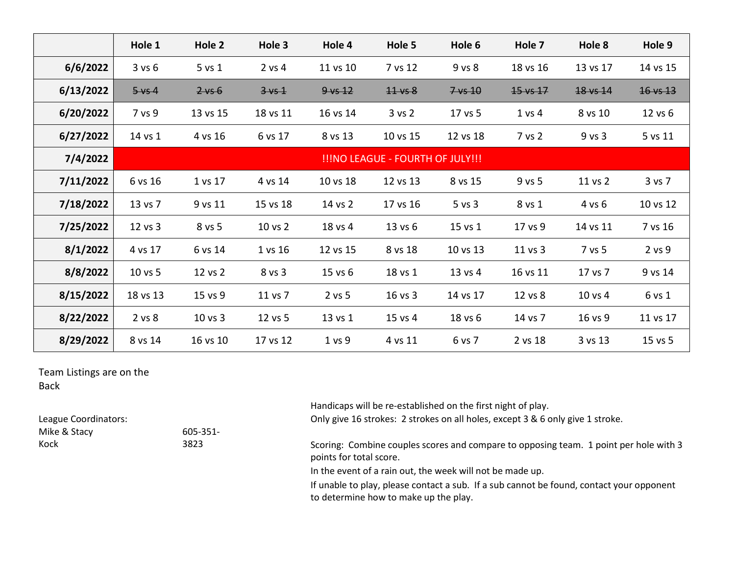| | Hole 1 | Hole 2 | Hole 3 | Hole 4 | Hole 5 | Hole 6 | Hole 7 | Hole 8 | Hole 9 |
|---|---|---|---|---|---|---|---|---|---|
| 6/6/2022 | 3 vs 6 | 5 vs 1 | 2 vs 4 | 11 vs 10 | 7 vs 12 | 9 vs 8 | 18 vs 16 | 13 vs 17 | 14 vs 15 |
| 6/13/2022 | ~~5 vs 4~~ | ~~2 vs 6~~ | ~~3 vs 1~~ | ~~9 vs 12~~ | ~~11 vs 8~~ | ~~7 vs 10~~ | ~~15 vs 17~~ | ~~18 vs 14~~ | ~~16 vs 13~~ |
| 6/20/2022 | 7 vs 9 | 13 vs 15 | 18 vs 11 | 16 vs 14 | 3 vs 2 | 17 vs 5 | 1 vs 4 | 8 vs 10 | 12 vs 6 |
| 6/27/2022 | 14 vs 1 | 4 vs 16 | 6 vs 17 | 8 vs 13 | 10 vs 15 | 12 vs 18 | 7 vs 2 | 9 vs 3 | 5 vs 11 |
| 7/4/2022 | !!!NO LEAGUE - FOURTH OF JULY!!! | | | | | | | | |
| 7/11/2022 | 6 vs 16 | 1 vs 17 | 4 vs 14 | 10 vs 18 | 12 vs 13 | 8 vs 15 | 9 vs 5 | 11 vs 2 | 3 vs 7 |
| 7/18/2022 | 13 vs 7 | 9 vs 11 | 15 vs 18 | 14 vs 2 | 17 vs 16 | 5 vs 3 | 8 vs 1 | 4 vs 6 | 10 vs 12 |
| 7/25/2022 | 12 vs 3 | 8 vs 5 | 10 vs 2 | 18 vs 4 | 13 vs 6 | 15 vs 1 | 17 vs 9 | 14 vs 11 | 7 vs 16 |
| 8/1/2022 | 4 vs 17 | 6 vs 14 | 1 vs 16 | 12 vs 15 | 8 vs 18 | 10 vs 13 | 11 vs 3 | 7 vs 5 | 2 vs 9 |
| 8/8/2022 | 10 vs 5 | 12 vs 2 | 8 vs 3 | 15 vs 6 | 18 vs 1 | 13 vs 4 | 16 vs 11 | 17 vs 7 | 9 vs 14 |
| 8/15/2022 | 18 vs 13 | 15 vs 9 | 11 vs 7 | 2 vs 5 | 16 vs 3 | 14 vs 17 | 12 vs 8 | 10 vs 4 | 6 vs 1 |
| 8/22/2022 | 2 vs 8 | 10 vs 3 | 12 vs 5 | 13 vs 1 | 15 vs 4 | 18 vs 6 | 14 vs 7 | 16 vs 9 | 11 vs 17 |
| 8/29/2022 | 8 vs 14 | 16 vs 10 | 17 vs 12 | 1 vs 9 | 4 vs 11 | 6 vs 7 | 2 vs 18 | 3 vs 13 | 15 vs 5 |

Team Listings are on the Back

League Coordinators:
Mike & Stacy Kock 605-351-3823

Handicaps will be re-established on the first night of play.
Only give 16 strokes: 2 strokes on all holes, except 3 & 6 only give 1 stroke.

Scoring: Combine couples scores and compare to opposing team. 1 point per hole with 3 points for total score.

In the event of a rain out, the week will not be made up.

If unable to play, please contact a sub. If a sub cannot be found, contact your opponent to determine how to make up the play.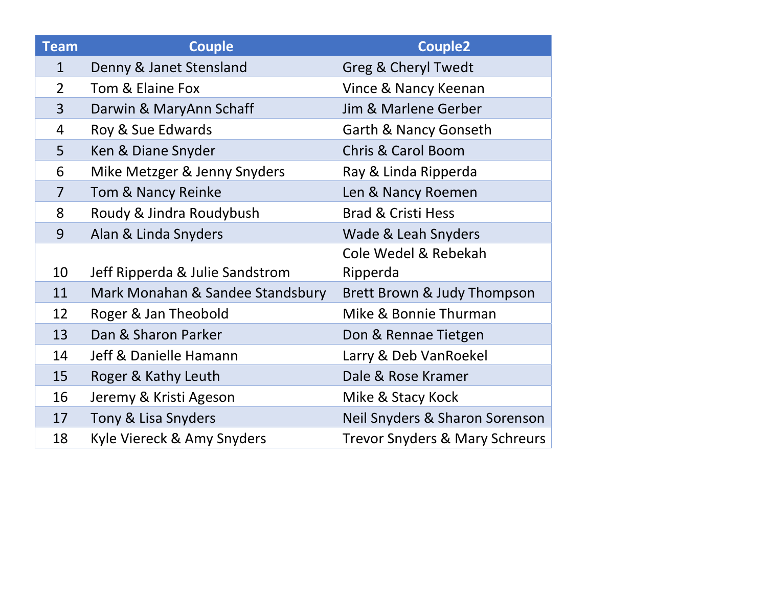| Team | Couple | Couple2 |
|---|---|---|
| 1 | Denny & Janet Stensland | Greg & Cheryl Twedt |
| 2 | Tom & Elaine Fox | Vince & Nancy Keenan |
| 3 | Darwin & MaryAnn Schaff | Jim & Marlene Gerber |
| 4 | Roy & Sue Edwards | Garth & Nancy Gonseth |
| 5 | Ken & Diane Snyder | Chris & Carol Boom |
| 6 | Mike Metzger & Jenny Snyders | Ray & Linda Ripperda |
| 7 | Tom & Nancy Reinke | Len & Nancy Roemen |
| 8 | Roudy & Jindra Roudybush | Brad & Cristi Hess |
| 9 | Alan & Linda Snyders | Wade & Leah Snyders |
| 10 | Jeff Ripperda & Julie Sandstrom | Cole Wedel & Rebekah Ripperda |
| 11 | Mark Monahan & Sandee Standsbury | Brett Brown & Judy Thompson |
| 12 | Roger & Jan Theobold | Mike & Bonnie Thurman |
| 13 | Dan & Sharon Parker | Don & Rennae Tietgen |
| 14 | Jeff & Danielle Hamann | Larry & Deb VanRoekel |
| 15 | Roger & Kathy Leuth | Dale & Rose Kramer |
| 16 | Jeremy & Kristi Ageson | Mike & Stacy Kock |
| 17 | Tony & Lisa Snyders | Neil Snyders & Sharon Sorenson |
| 18 | Kyle Viereck & Amy Snyders | Trevor Snyders & Mary Schreurs |